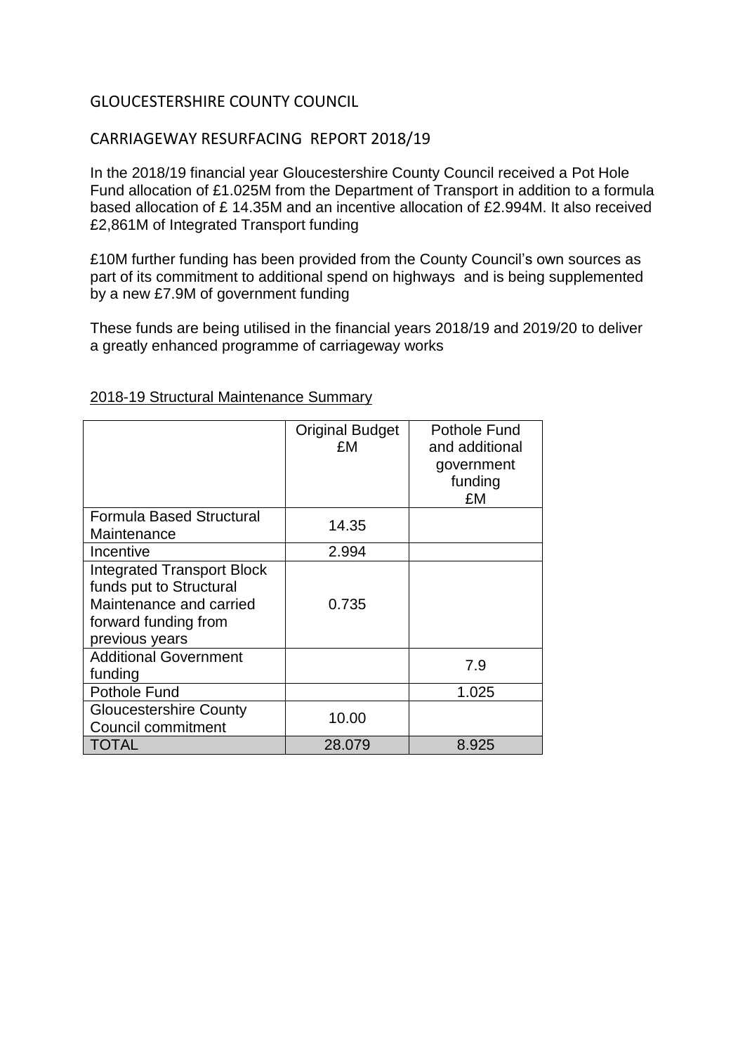# GLOUCESTERSHIRE COUNTY COUNCIL

## CARRIAGEWAY RESURFACING REPORT 2018/19

In the 2018/19 financial year Gloucestershire County Council received a Pot Hole Fund allocation of £1.025M from the Department of Transport in addition to a formula based allocation of £ 14.35M and an incentive allocation of £2.994M. It also received £2,861M of Integrated Transport funding

£10M further funding has been provided from the County Council's own sources as part of its commitment to additional spend on highways and is being supplemented by a new £7.9M of government funding

These funds are being utilised in the financial years 2018/19 and 2019/20 to deliver a greatly enhanced programme of carriageway works

2018-19 Structural Maintenance Summary

| | Original Budget £M | Pothole Fund and additional government funding £M |
|---|---|---|
| Formula Based Structural Maintenance | 14.35 | |
| Incentive | 2.994 | |
| Integrated Transport Block funds put to Structural Maintenance and carried forward funding from previous years | 0.735 | |
| Additional Government funding | | 7.9 |
| Pothole Fund | | 1.025 |
| Gloucestershire County Council commitment | 10.00 | |
| TOTAL | 28.079 | 8.925 |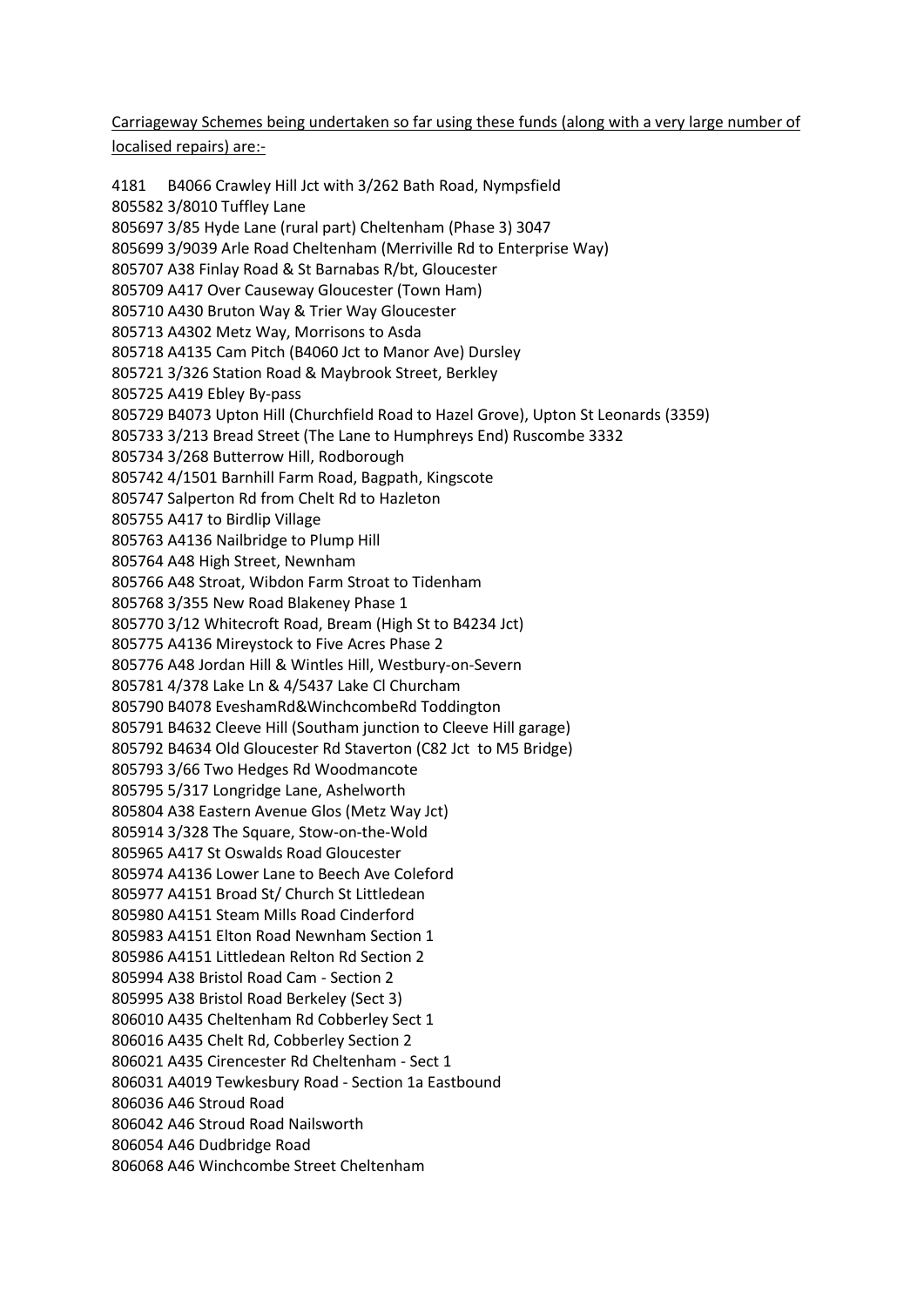Carriageway Schemes being undertaken so far using these funds (along with a very large number of localised repairs) are:-

4181 B4066 Crawley Hill Jct with 3/262 Bath Road, Nympsfield
805582 3/8010 Tuffley Lane
805697 3/85 Hyde Lane (rural part) Cheltenham (Phase 3) 3047
805699 3/9039 Arle Road Cheltenham (Merriville Rd to Enterprise Way)
805707 A38 Finlay Road & St Barnabas R/bt, Gloucester
805709 A417 Over Causeway Gloucester (Town Ham)
805710 A430 Bruton Way & Trier Way Gloucester
805713 A4302 Metz Way, Morrisons to Asda
805718 A4135 Cam Pitch (B4060 Jct to Manor Ave) Dursley
805721 3/326 Station Road & Maybrook Street, Berkley
805725 A419 Ebley By-pass
805729 B4073 Upton Hill (Churchfield Road to Hazel Grove), Upton St Leonards (3359)
805733 3/213 Bread Street (The Lane to Humphreys End) Ruscombe 3332
805734 3/268 Butterrow Hill, Rodborough
805742 4/1501 Barnhill Farm Road, Bagpath, Kingscote
805747 Salperton Rd from Chelt Rd to Hazleton
805755 A417 to Birdlip Village
805763 A4136 Nailbridge to Plump Hill
805764 A48 High Street, Newnham
805766 A48 Stroat, Wibdon Farm Stroat to Tidenham
805768 3/355 New Road Blakeney Phase 1
805770 3/12 Whitecroft Road, Bream (High St to B4234 Jct)
805775 A4136 Mireystock to Five Acres Phase 2
805776 A48 Jordan Hill & Wintles Hill, Westbury-on-Severn
805781 4/378 Lake Ln & 4/5437 Lake Cl Churcham
805790 B4078 EveshamRd&WinchcombeRd Toddington
805791 B4632 Cleeve Hill (Southam junction to Cleeve Hill garage)
805792 B4634 Old Gloucester Rd Staverton (C82 Jct to M5 Bridge)
805793 3/66 Two Hedges Rd Woodmancote
805795 5/317 Longridge Lane, Ashelworth
805804 A38 Eastern Avenue Glos (Metz Way Jct)
805914 3/328 The Square, Stow-on-the-Wold
805965 A417 St Oswalds Road Gloucester
805974 A4136 Lower Lane to Beech Ave Coleford
805977 A4151 Broad St/ Church St Littledean
805980 A4151 Steam Mills Road Cinderford
805983 A4151 Elton Road Newnham Section 1
805986 A4151 Littledean Relton Rd Section 2
805994 A38 Bristol Road Cam - Section 2
805995 A38 Bristol Road Berkeley (Sect 3)
806010 A435 Cheltenham Rd Cobberley Sect 1
806016 A435 Chelt Rd, Cobberley Section 2
806021 A435 Cirencester Rd Cheltenham - Sect 1
806031 A4019 Tewkesbury Road - Section 1a Eastbound
806036 A46 Stroud Road
806042 A46 Stroud Road Nailsworth
806054 A46 Dudbridge Road
806068 A46 Winchcombe Street Cheltenham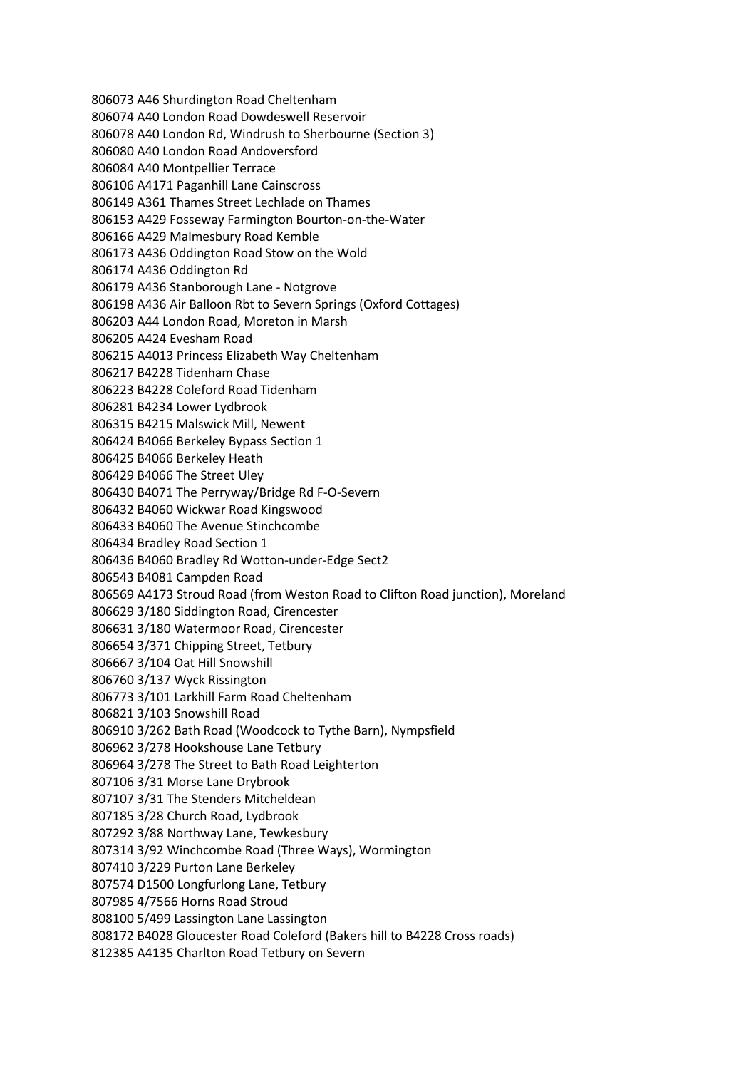806073 A46 Shurdington Road Cheltenham
806074 A40 London Road Dowdeswell Reservoir
806078 A40 London Rd, Windrush to Sherbourne (Section 3)
806080 A40 London Road Andoversford
806084 A40 Montpellier Terrace
806106 A4171 Paganhill Lane Cainscross
806149 A361 Thames Street Lechlade on Thames
806153 A429 Fosseway Farmington Bourton-on-the-Water
806166 A429 Malmesbury Road Kemble
806173 A436 Oddington Road Stow on the Wold
806174 A436 Oddington Rd
806179 A436 Stanborough Lane - Notgrove
806198 A436 Air Balloon Rbt to Severn Springs (Oxford Cottages)
806203 A44 London Road, Moreton in Marsh
806205 A424 Evesham Road
806215 A4013 Princess Elizabeth Way Cheltenham
806217 B4228 Tidenham Chase
806223 B4228 Coleford Road Tidenham
806281 B4234 Lower Lydbrook
806315 B4215 Malswick Mill, Newent
806424 B4066 Berkeley Bypass Section 1
806425 B4066 Berkeley Heath
806429 B4066 The Street Uley
806430 B4071 The Perryway/Bridge Rd F-O-Severn
806432 B4060 Wickwar Road Kingswood
806433 B4060 The Avenue Stinchcombe
806434 Bradley Road Section 1
806436 B4060 Bradley Rd Wotton-under-Edge Sect2
806543 B4081 Campden Road
806569 A4173 Stroud Road (from Weston Road to Clifton Road junction), Moreland
806629 3/180 Siddington Road, Cirencester
806631 3/180 Watermoor Road, Cirencester
806654 3/371 Chipping Street, Tetbury
806667 3/104 Oat Hill Snowshill
806760 3/137 Wyck Rissington
806773 3/101 Larkhill Farm Road Cheltenham
806821 3/103 Snowshill Road
806910 3/262 Bath Road (Woodcock to Tythe Barn), Nympsfield
806962 3/278 Hookshouse Lane Tetbury
806964 3/278 The Street to Bath Road Leighterton
807106 3/31 Morse Lane Drybrook
807107 3/31 The Stenders Mitcheldean
807185 3/28 Church Road, Lydbrook
807292 3/88 Northway Lane, Tewkesbury
807314 3/92 Winchcombe Road (Three Ways), Wormington
807410 3/229 Purton Lane Berkeley
807574 D1500 Longfurlong Lane, Tetbury
807985 4/7566 Horns Road Stroud
808100 5/499 Lassington Lane Lassington
808172 B4028 Gloucester Road Coleford (Bakers hill to B4228 Cross roads)
812385 A4135 Charlton Road Tetbury on Severn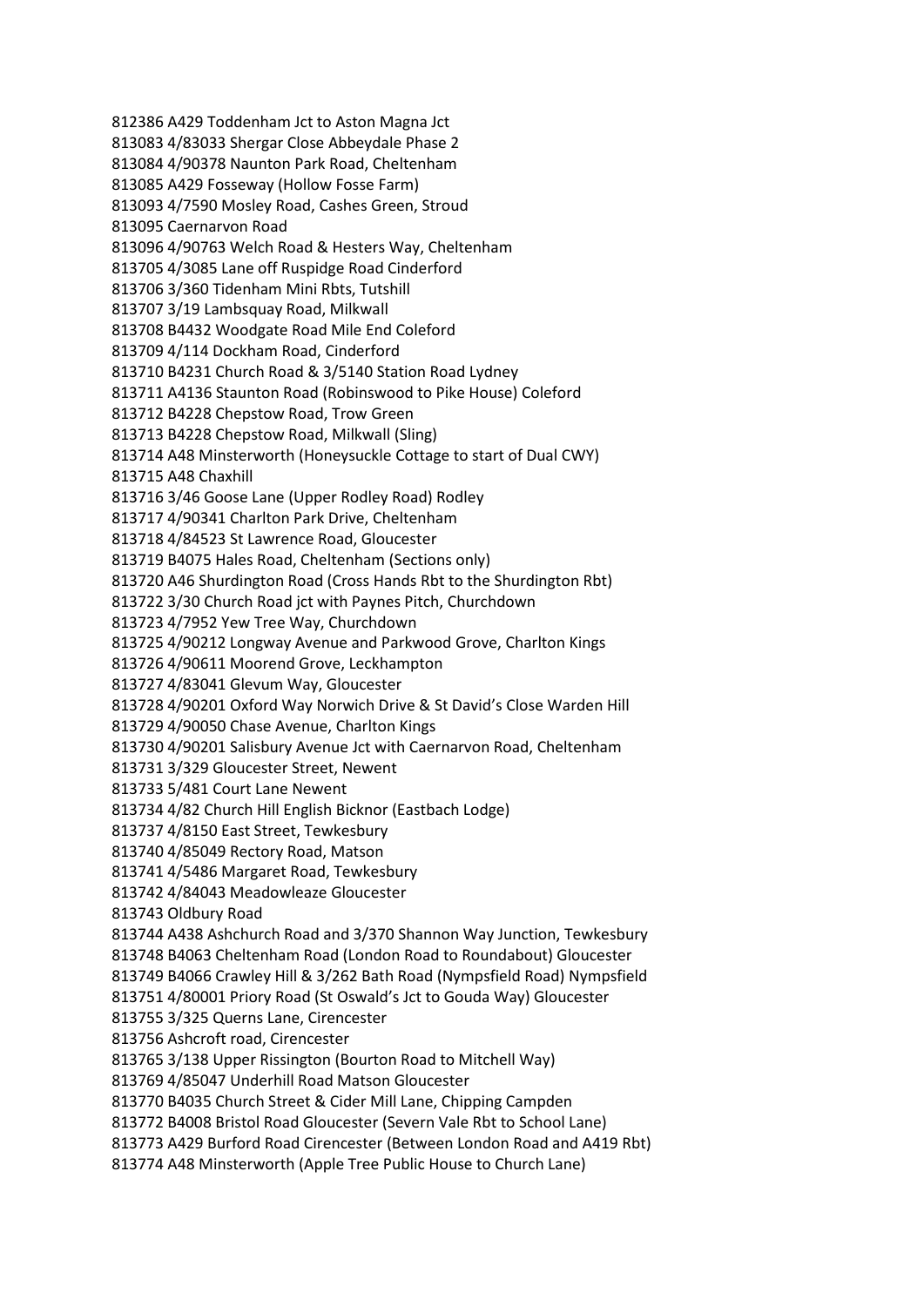812386 A429 Toddenham Jct to Aston Magna Jct
813083 4/83033 Shergar Close Abbeydale Phase 2
813084 4/90378 Naunton Park Road, Cheltenham
813085 A429 Fosseway (Hollow Fosse Farm)
813093 4/7590 Mosley Road, Cashes Green, Stroud
813095 Caernarvon Road
813096 4/90763 Welch Road & Hesters Way, Cheltenham
813705 4/3085 Lane off Ruspidge Road Cinderford
813706 3/360 Tidenham Mini Rbts, Tutshill
813707 3/19 Lambsquay Road, Milkwall
813708 B4432 Woodgate Road Mile End Coleford
813709 4/114 Dockham Road, Cinderford
813710 B4231 Church Road & 3/5140 Station Road Lydney
813711 A4136 Staunton Road (Robinswood to Pike House) Coleford
813712 B4228 Chepstow Road, Trow Green
813713 B4228 Chepstow Road, Milkwall (Sling)
813714 A48 Minsterworth (Honeysuckle Cottage to start of Dual CWY)
813715 A48 Chaxhill
813716 3/46 Goose Lane (Upper Rodley Road) Rodley
813717 4/90341 Charlton Park Drive, Cheltenham
813718 4/84523 St Lawrence Road, Gloucester
813719 B4075 Hales Road, Cheltenham (Sections only)
813720 A46 Shurdington Road (Cross Hands Rbt to the Shurdington Rbt)
813722 3/30 Church Road jct with Paynes Pitch, Churchdown
813723 4/7952 Yew Tree Way, Churchdown
813725 4/90212 Longway Avenue and Parkwood Grove, Charlton Kings
813726 4/90611 Moorend Grove, Leckhampton
813727 4/83041 Glevum Way, Gloucester
813728 4/90201 Oxford Way Norwich Drive & St David's Close Warden Hill
813729 4/90050 Chase Avenue, Charlton Kings
813730 4/90201 Salisbury Avenue Jct with Caernarvon Road, Cheltenham
813731 3/329 Gloucester Street, Newent
813733 5/481 Court Lane Newent
813734 4/82 Church Hill English Bicknor (Eastbach Lodge)
813737 4/8150 East Street, Tewkesbury
813740 4/85049 Rectory Road, Matson
813741 4/5486 Margaret Road, Tewkesbury
813742 4/84043 Meadowleaze Gloucester
813743 Oldbury Road
813744 A438 Ashchurch Road and 3/370 Shannon Way Junction, Tewkesbury
813748 B4063 Cheltenham Road (London Road to Roundabout) Gloucester
813749 B4066 Crawley Hill & 3/262 Bath Road (Nympsfield Road) Nympsfield
813751 4/80001 Priory Road (St Oswald's Jct to Gouda Way) Gloucester
813755 3/325 Querns Lane, Cirencester
813756 Ashcroft road, Cirencester
813765 3/138 Upper Rissington (Bourton Road to Mitchell Way)
813769 4/85047 Underhill Road Matson Gloucester
813770 B4035 Church Street & Cider Mill Lane, Chipping Campden
813772 B4008 Bristol Road Gloucester (Severn Vale Rbt to School Lane)
813773 A429 Burford Road Cirencester (Between London Road and A419 Rbt)
813774 A48 Minsterworth (Apple Tree Public House to Church Lane)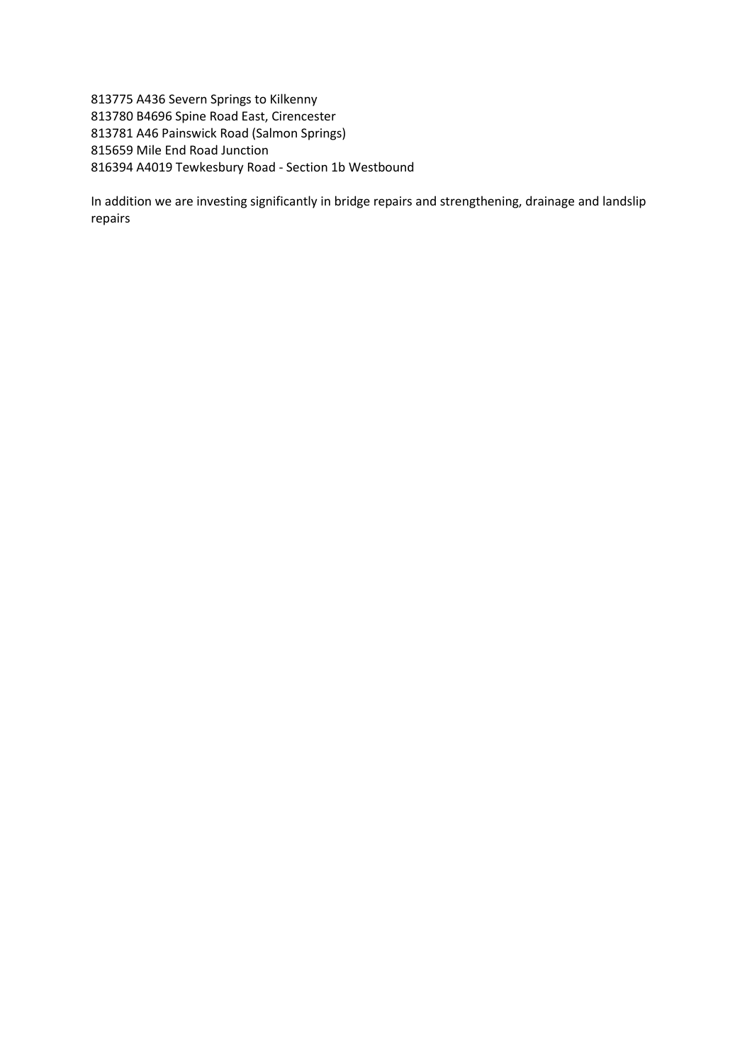813775 A436 Severn Springs to Kilkenny
813780 B4696 Spine Road East, Cirencester
813781 A46 Painswick Road (Salmon Springs)
815659 Mile End Road Junction
816394 A4019 Tewkesbury Road - Section 1b Westbound

In addition we are investing significantly in bridge repairs and strengthening, drainage and landslip repairs